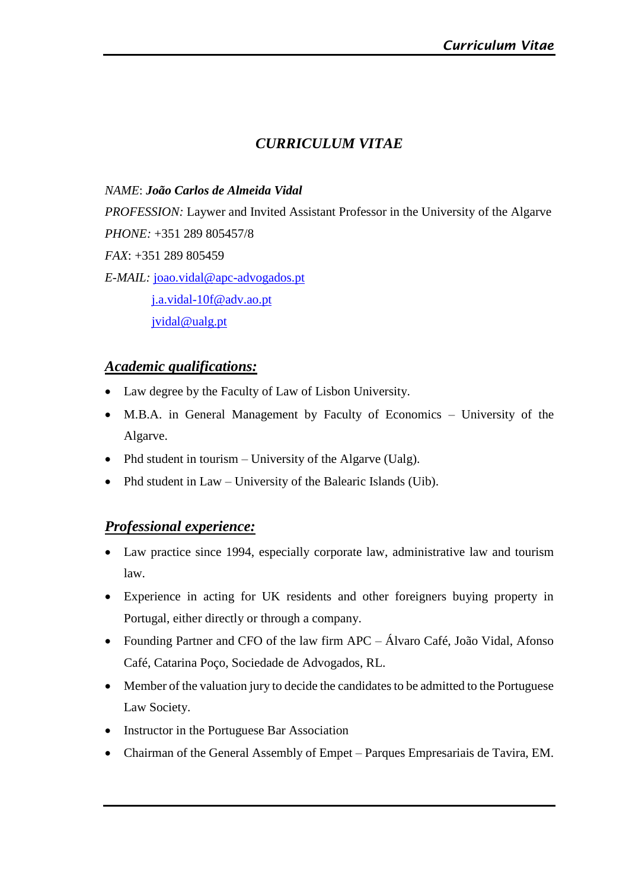# *CURRICULUM VITAE*

*NAME*: ***João Carlos de Almeida Vidal***

*PROFESSION:* Laywer and Invited Assistant Professor in the University of the Algarve

*PHONE*: +351 289 805457/8

*FAX*: +351 289 805459

*E-MAIL:* joao.vidal@apc-advogados.pt
j.a.vidal-10f@adv.ao.pt
jvidal@ualg.pt

## ***Academic qualifications:***

- Law degree by the Faculty of Law of Lisbon University.
- M.B.A. in General Management by Faculty of Economics – University of the Algarve.
- Phd student in tourism – University of the Algarve (Ualg).
- Phd student in Law – University of the Balearic Islands (Uib).

## ***Professional experience:***

- Law practice since 1994, especially corporate law, administrative law and tourism law.
- Experience in acting for UK residents and other foreigners buying property in Portugal, either directly or through a company.
- Founding Partner and CFO of the law firm APC – Álvaro Café, João Vidal, Afonso Café, Catarina Poço, Sociedade de Advogados, RL.
- Member of the valuation jury to decide the candidates to be admitted to the Portuguese Law Society.
- Instructor in the Portuguese Bar Association
- Chairman of the General Assembly of Empet – Parques Empresariais de Tavira, EM.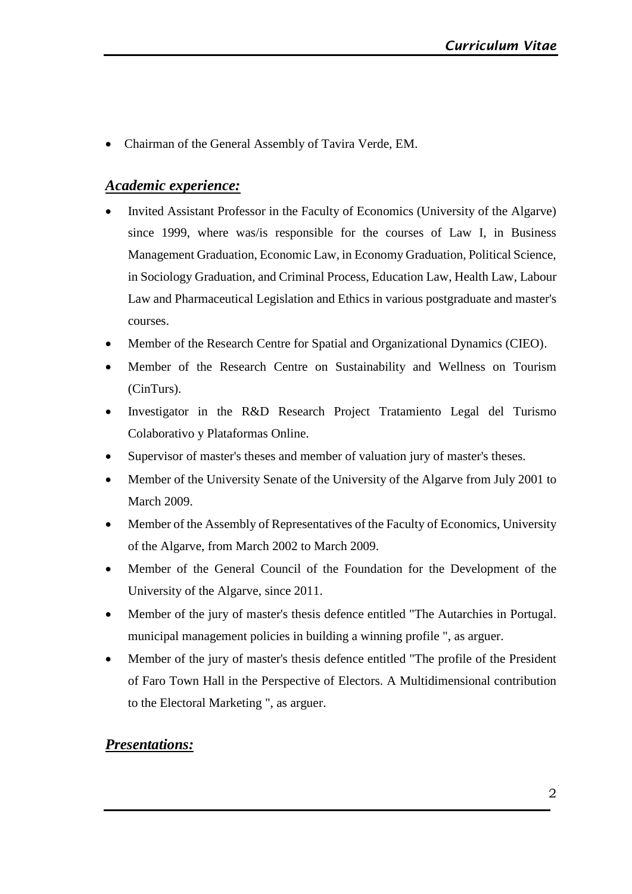- Chairman of the General Assembly of Tavira Verde, EM.

## ***Academic experience:***

- Invited Assistant Professor in the Faculty of Economics (University of the Algarve) since 1999, where was/is responsible for the courses of Law I, in Business Management Graduation, Economic Law, in Economy Graduation, Political Science, in Sociology Graduation, and Criminal Process, Education Law, Health Law, Labour Law and Pharmaceutical Legislation and Ethics in various postgraduate and master's courses.
- Member of the Research Centre for Spatial and Organizational Dynamics (CIEO).
- Member of the Research Centre on Sustainability and Wellness on Tourism (CinTurs).
- Investigator in the R&D Research Project Tratamiento Legal del Turismo Colaborativo y Plataformas Online.
- Supervisor of master's theses and member of valuation jury of master's theses.
- Member of the University Senate of the University of the Algarve from July 2001 to March 2009.
- Member of the Assembly of Representatives of the Faculty of Economics, University of the Algarve, from March 2002 to March 2009.
- Member of the General Council of the Foundation for the Development of the University of the Algarve, since 2011.
- Member of the jury of master's thesis defence entitled "The Autarchies in Portugal. municipal management policies in building a winning profile ", as arguer.
- Member of the jury of master's thesis defence entitled "The profile of the President of Faro Town Hall in the Perspective of Electors. A Multidimensional contribution to the Electoral Marketing ", as arguer.

## ***Presentations:***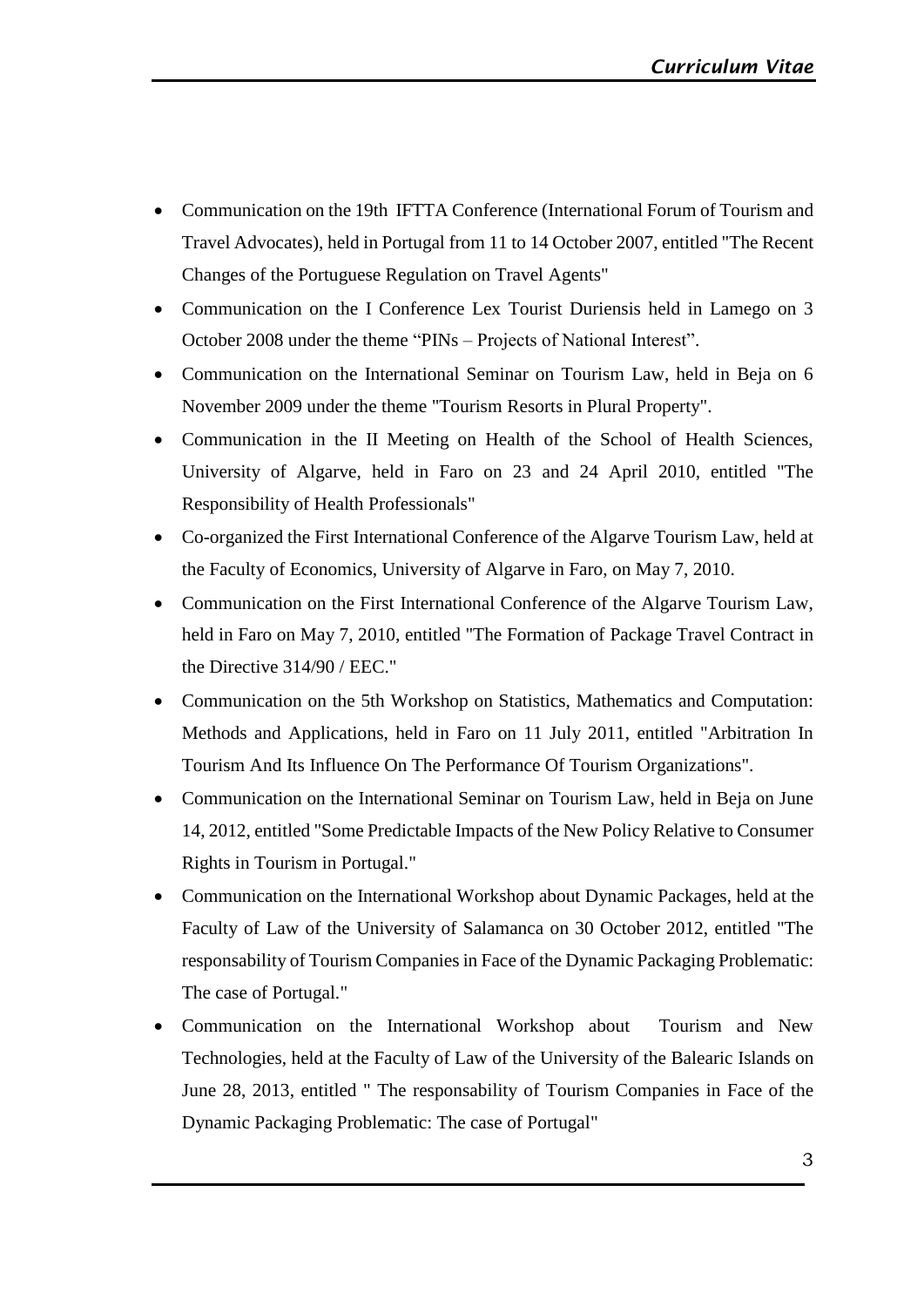- Communication on the 19th IFTTA Conference (International Forum of Tourism and Travel Advocates), held in Portugal from 11 to 14 October 2007, entitled "The Recent Changes of the Portuguese Regulation on Travel Agents"
- Communication on the I Conference Lex Tourist Duriensis held in Lamego on 3 October 2008 under the theme "PINs – Projects of National Interest".
- Communication on the International Seminar on Tourism Law, held in Beja on 6 November 2009 under the theme "Tourism Resorts in Plural Property".
- Communication in the II Meeting on Health of the School of Health Sciences, University of Algarve, held in Faro on 23 and 24 April 2010, entitled "The Responsibility of Health Professionals"
- Co-organized the First International Conference of the Algarve Tourism Law, held at the Faculty of Economics, University of Algarve in Faro, on May 7, 2010.
- Communication on the First International Conference of the Algarve Tourism Law, held in Faro on May 7, 2010, entitled "The Formation of Package Travel Contract in the Directive 314/90 / EEC."
- Communication on the 5th Workshop on Statistics, Mathematics and Computation: Methods and Applications, held in Faro on 11 July 2011, entitled "Arbitration In Tourism And Its Influence On The Performance Of Tourism Organizations".
- Communication on the International Seminar on Tourism Law, held in Beja on June 14, 2012, entitled "Some Predictable Impacts of the New Policy Relative to Consumer Rights in Tourism in Portugal."
- Communication on the International Workshop about Dynamic Packages, held at the Faculty of Law of the University of Salamanca on 30 October 2012, entitled "The responsability of Tourism Companies in Face of the Dynamic Packaging Problematic: The case of Portugal."
- Communication on the International Workshop about Tourism and New Technologies, held at the Faculty of Law of the University of the Balearic Islands on June 28, 2013, entitled " The responsability of Tourism Companies in Face of the Dynamic Packaging Problematic: The case of Portugal"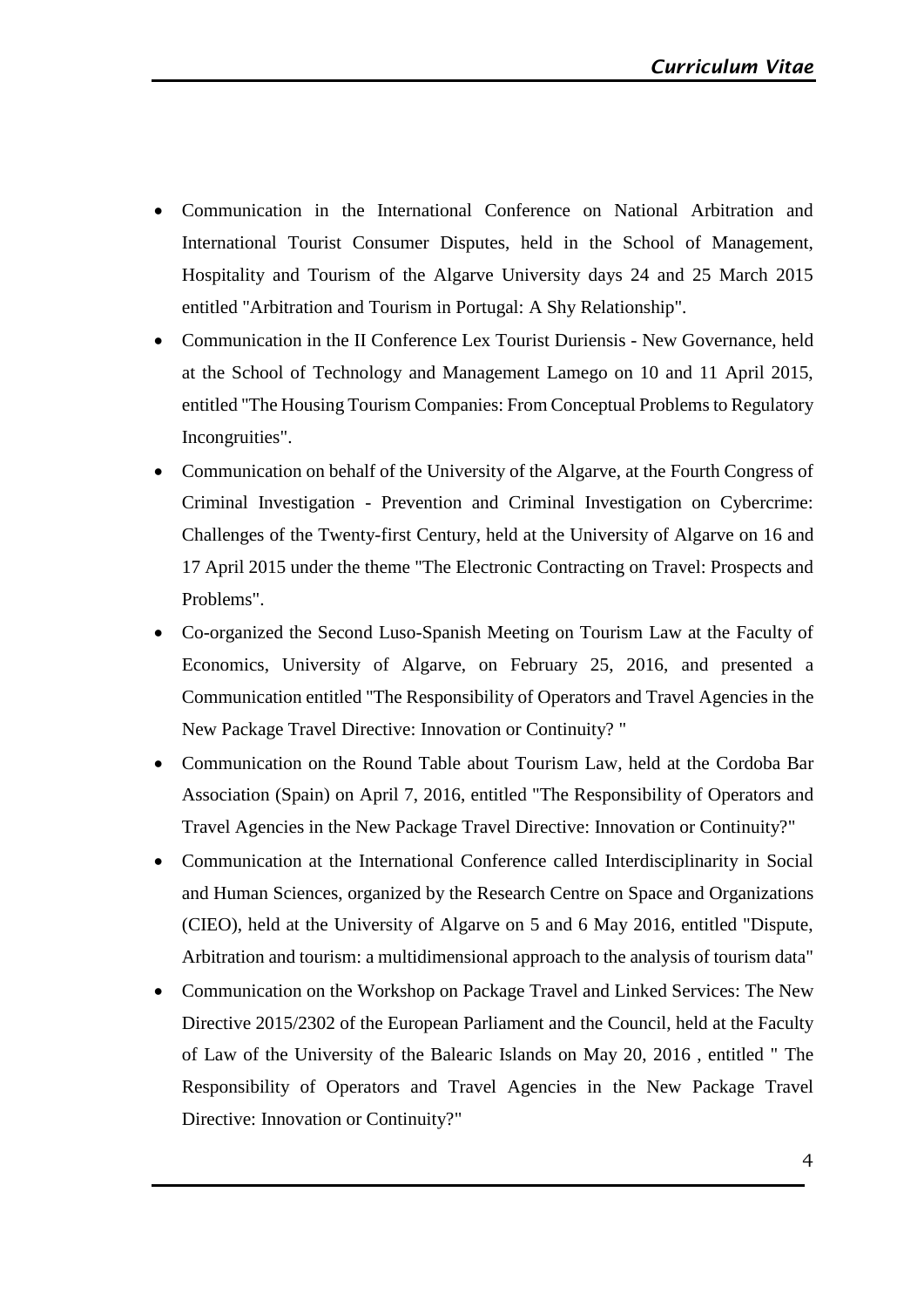- Communication in the International Conference on National Arbitration and International Tourist Consumer Disputes, held in the School of Management, Hospitality and Tourism of the Algarve University days 24 and 25 March 2015 entitled "Arbitration and Tourism in Portugal: A Shy Relationship".
- Communication in the II Conference Lex Tourist Duriensis - New Governance, held at the School of Technology and Management Lamego on 10 and 11 April 2015, entitled "The Housing Tourism Companies: From Conceptual Problems to Regulatory Incongruities".
- Communication on behalf of the University of the Algarve, at the Fourth Congress of Criminal Investigation - Prevention and Criminal Investigation on Cybercrime: Challenges of the Twenty-first Century, held at the University of Algarve on 16 and 17 April 2015 under the theme "The Electronic Contracting on Travel: Prospects and Problems".
- Co-organized the Second Luso-Spanish Meeting on Tourism Law at the Faculty of Economics, University of Algarve, on February 25, 2016, and presented a Communication entitled "The Responsibility of Operators and Travel Agencies in the New Package Travel Directive: Innovation or Continuity? "
- Communication on the Round Table about Tourism Law, held at the Cordoba Bar Association (Spain) on April 7, 2016, entitled "The Responsibility of Operators and Travel Agencies in the New Package Travel Directive: Innovation or Continuity?"
- Communication at the International Conference called Interdisciplinarity in Social and Human Sciences, organized by the Research Centre on Space and Organizations (CIEO), held at the University of Algarve on 5 and 6 May 2016, entitled "Dispute, Arbitration and tourism: a multidimensional approach to the analysis of tourism data"
- Communication on the Workshop on Package Travel and Linked Services: The New Directive 2015/2302 of the European Parliament and the Council, held at the Faculty of Law of the University of the Balearic Islands on May 20, 2016 , entitled " The Responsibility of Operators and Travel Agencies in the New Package Travel Directive: Innovation or Continuity?"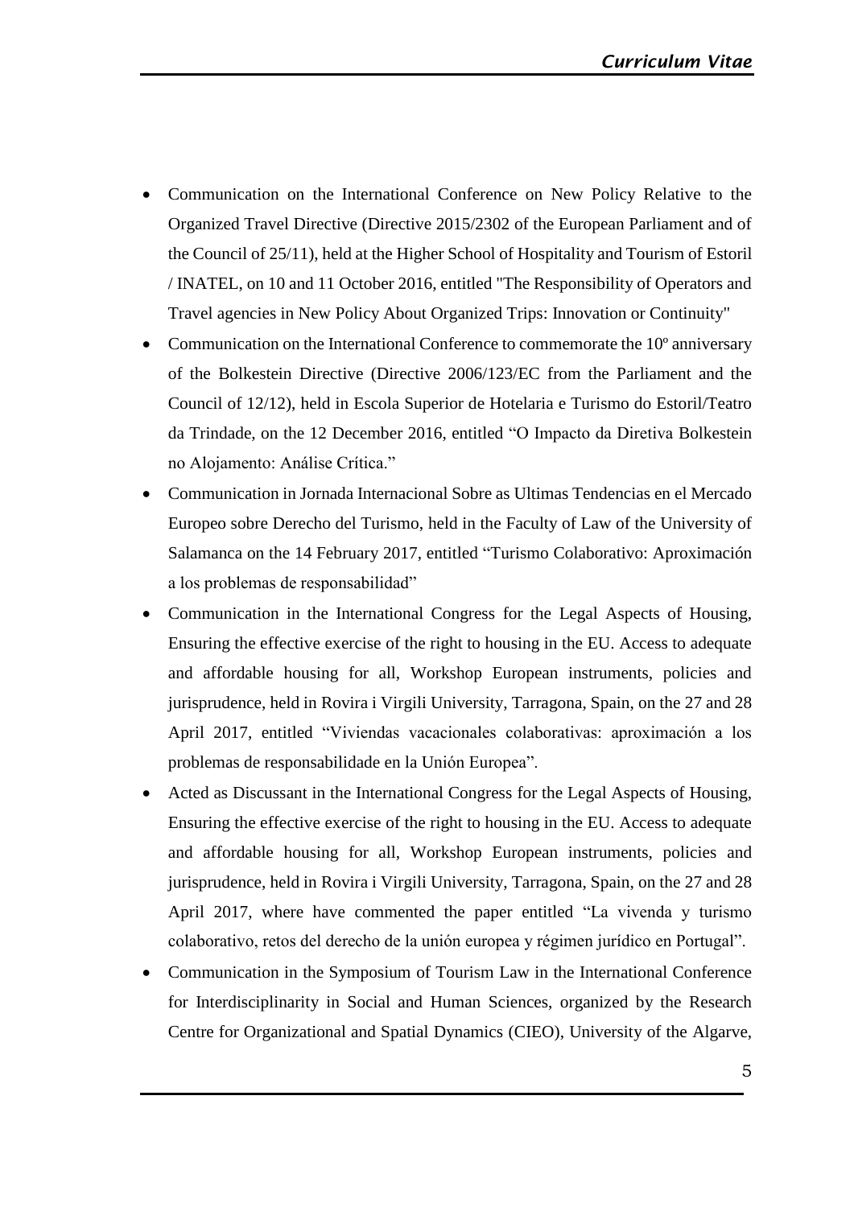- Communication on the International Conference on New Policy Relative to the Organized Travel Directive (Directive 2015/2302 of the European Parliament and of the Council of 25/11), held at the Higher School of Hospitality and Tourism of Estoril / INATEL, on 10 and 11 October 2016, entitled "The Responsibility of Operators and Travel agencies in New Policy About Organized Trips: Innovation or Continuity"
- Communication on the International Conference to commemorate the 10º anniversary of the Bolkestein Directive (Directive 2006/123/EC from the Parliament and the Council of 12/12), held in Escola Superior de Hotelaria e Turismo do Estoril/Teatro da Trindade, on the 12 December 2016, entitled "O Impacto da Diretiva Bolkestein no Alojamento: Análise Crítica."
- Communication in Jornada Internacional Sobre as Ultimas Tendencias en el Mercado Europeo sobre Derecho del Turismo, held in the Faculty of Law of the University of Salamanca on the 14 February 2017, entitled "Turismo Colaborativo: Aproximación a los problemas de responsabilidad"
- Communication in the International Congress for the Legal Aspects of Housing, Ensuring the effective exercise of the right to housing in the EU. Access to adequate and affordable housing for all, Workshop European instruments, policies and jurisprudence, held in Rovira i Virgili University, Tarragona, Spain, on the 27 and 28 April 2017, entitled "Viviendas vacacionales colaborativas: aproximación a los problemas de responsabilidade en la Unión Europea".
- Acted as Discussant in the International Congress for the Legal Aspects of Housing, Ensuring the effective exercise of the right to housing in the EU. Access to adequate and affordable housing for all, Workshop European instruments, policies and jurisprudence, held in Rovira i Virgili University, Tarragona, Spain, on the 27 and 28 April 2017, where have commented the paper entitled "La vivenda y turismo colaborativo, retos del derecho de la unión europea y régimen jurídico en Portugal".
- Communication in the Symposium of Tourism Law in the International Conference for Interdisciplinarity in Social and Human Sciences, organized by the Research Centre for Organizational and Spatial Dynamics (CIEO), University of the Algarve,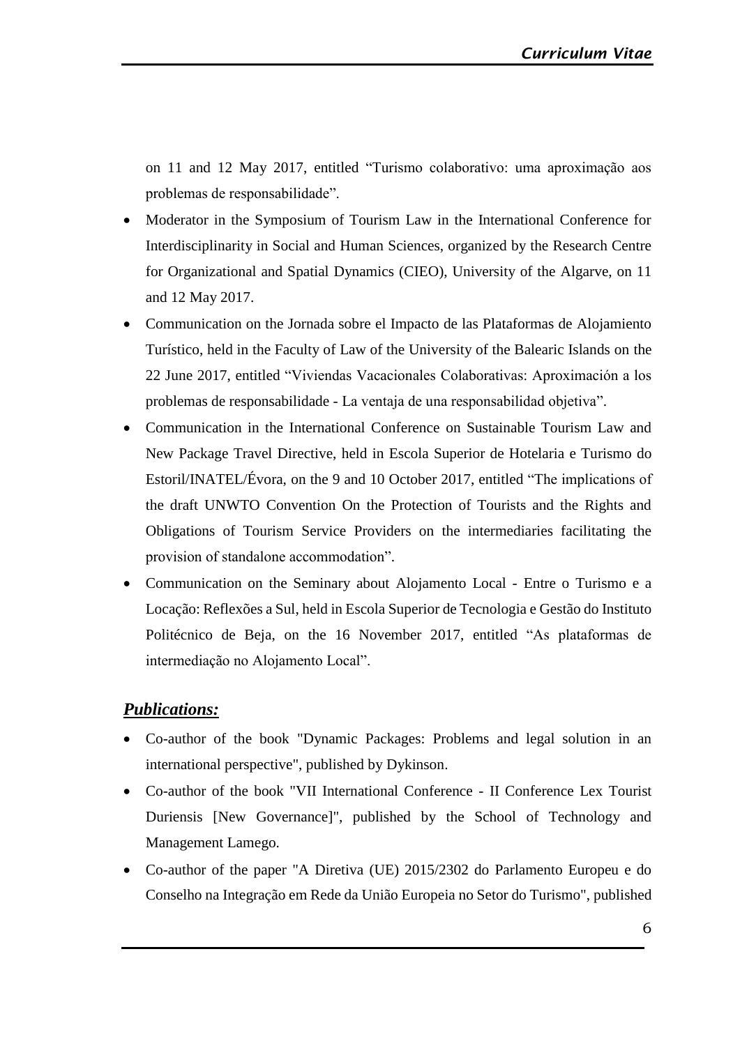on 11 and 12 May 2017, entitled "Turismo colaborativo: uma aproximação aos problemas de responsabilidade".

- Moderator in the Symposium of Tourism Law in the International Conference for Interdisciplinarity in Social and Human Sciences, organized by the Research Centre for Organizational and Spatial Dynamics (CIEO), University of the Algarve, on 11 and 12 May 2017.
- Communication on the Jornada sobre el Impacto de las Plataformas de Alojamiento Turístico, held in the Faculty of Law of the University of the Balearic Islands on the 22 June 2017, entitled "Viviendas Vacacionales Colaborativas: Aproximación a los problemas de responsabilidade - La ventaja de una responsabilidad objetiva".
- Communication in the International Conference on Sustainable Tourism Law and New Package Travel Directive, held in Escola Superior de Hotelaria e Turismo do Estoril/INATEL/Évora, on the 9 and 10 October 2017, entitled "The implications of the draft UNWTO Convention On the Protection of Tourists and the Rights and Obligations of Tourism Service Providers on the intermediaries facilitating the provision of standalone accommodation".
- Communication on the Seminary about Alojamento Local - Entre o Turismo e a Locação: Reflexões a Sul, held in Escola Superior de Tecnologia e Gestão do Instituto Politécnico de Beja, on the 16 November 2017, entitled "As plataformas de intermediação no Alojamento Local".

## ***Publications:***

- Co-author of the book "Dynamic Packages: Problems and legal solution in an international perspective", published by Dykinson.
- Co-author of the book "VII International Conference - II Conference Lex Tourist Duriensis [New Governance]", published by the School of Technology and Management Lamego.
- Co-author of the paper "A Diretiva (UE) 2015/2302 do Parlamento Europeu e do Conselho na Integração em Rede da União Europeia no Setor do Turismo", published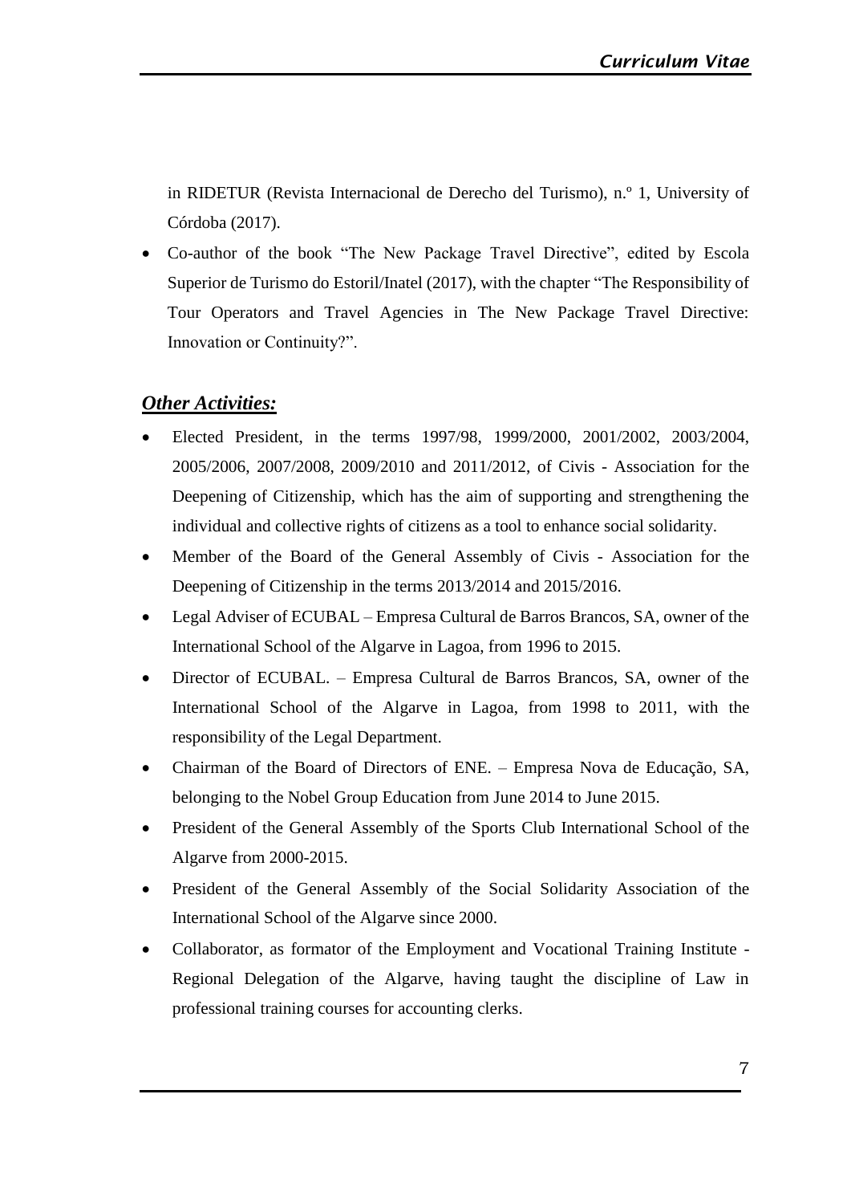in RIDETUR (Revista Internacional de Derecho del Turismo), n.º 1, University of Córdoba (2017).

- Co-author of the book "The New Package Travel Directive", edited by Escola Superior de Turismo do Estoril/Inatel (2017), with the chapter "The Responsibility of Tour Operators and Travel Agencies in The New Package Travel Directive: Innovation or Continuity?".

## ***Other Activities:***

- Elected President, in the terms 1997/98, 1999/2000, 2001/2002, 2003/2004, 2005/2006, 2007/2008, 2009/2010 and 2011/2012, of Civis - Association for the Deepening of Citizenship, which has the aim of supporting and strengthening the individual and collective rights of citizens as a tool to enhance social solidarity.
- Member of the Board of the General Assembly of Civis - Association for the Deepening of Citizenship in the terms 2013/2014 and 2015/2016.
- Legal Adviser of ECUBAL – Empresa Cultural de Barros Brancos, SA, owner of the International School of the Algarve in Lagoa, from 1996 to 2015.
- Director of ECUBAL. – Empresa Cultural de Barros Brancos, SA, owner of the International School of the Algarve in Lagoa, from 1998 to 2011, with the responsibility of the Legal Department.
- Chairman of the Board of Directors of ENE. – Empresa Nova de Educação, SA, belonging to the Nobel Group Education from June 2014 to June 2015.
- President of the General Assembly of the Sports Club International School of the Algarve from 2000-2015.
- President of the General Assembly of the Social Solidarity Association of the International School of the Algarve since 2000.
- Collaborator, as formator of the Employment and Vocational Training Institute - Regional Delegation of the Algarve, having taught the discipline of Law in professional training courses for accounting clerks.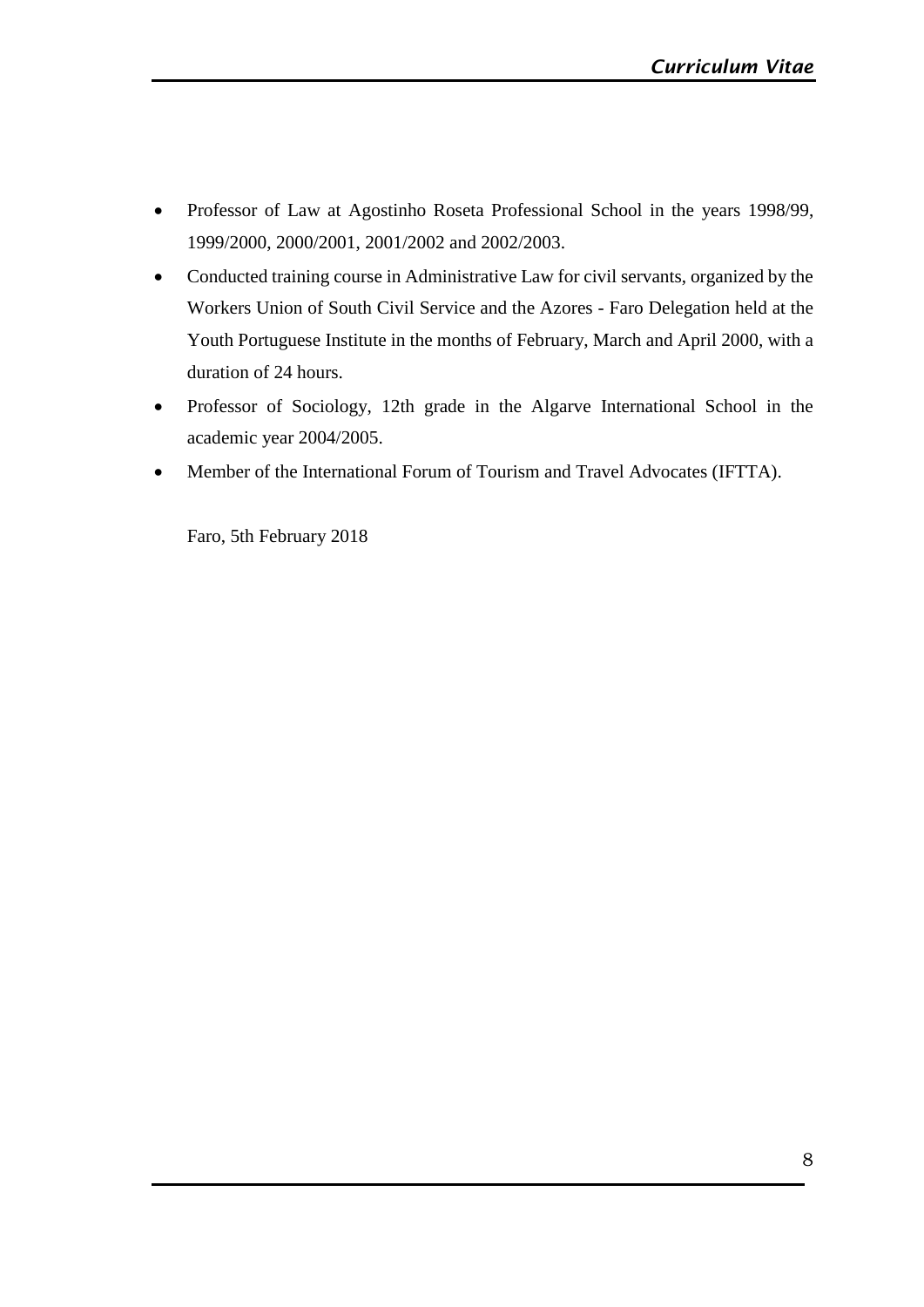- Professor of Law at Agostinho Roseta Professional School in the years 1998/99, 1999/2000, 2000/2001, 2001/2002 and 2002/2003.
- Conducted training course in Administrative Law for civil servants, organized by the Workers Union of South Civil Service and the Azores - Faro Delegation held at the Youth Portuguese Institute in the months of February, March and April 2000, with a duration of 24 hours.
- Professor of Sociology, 12th grade in the Algarve International School in the academic year 2004/2005.
- Member of the International Forum of Tourism and Travel Advocates (IFTTA).

Faro, 5th February 2018